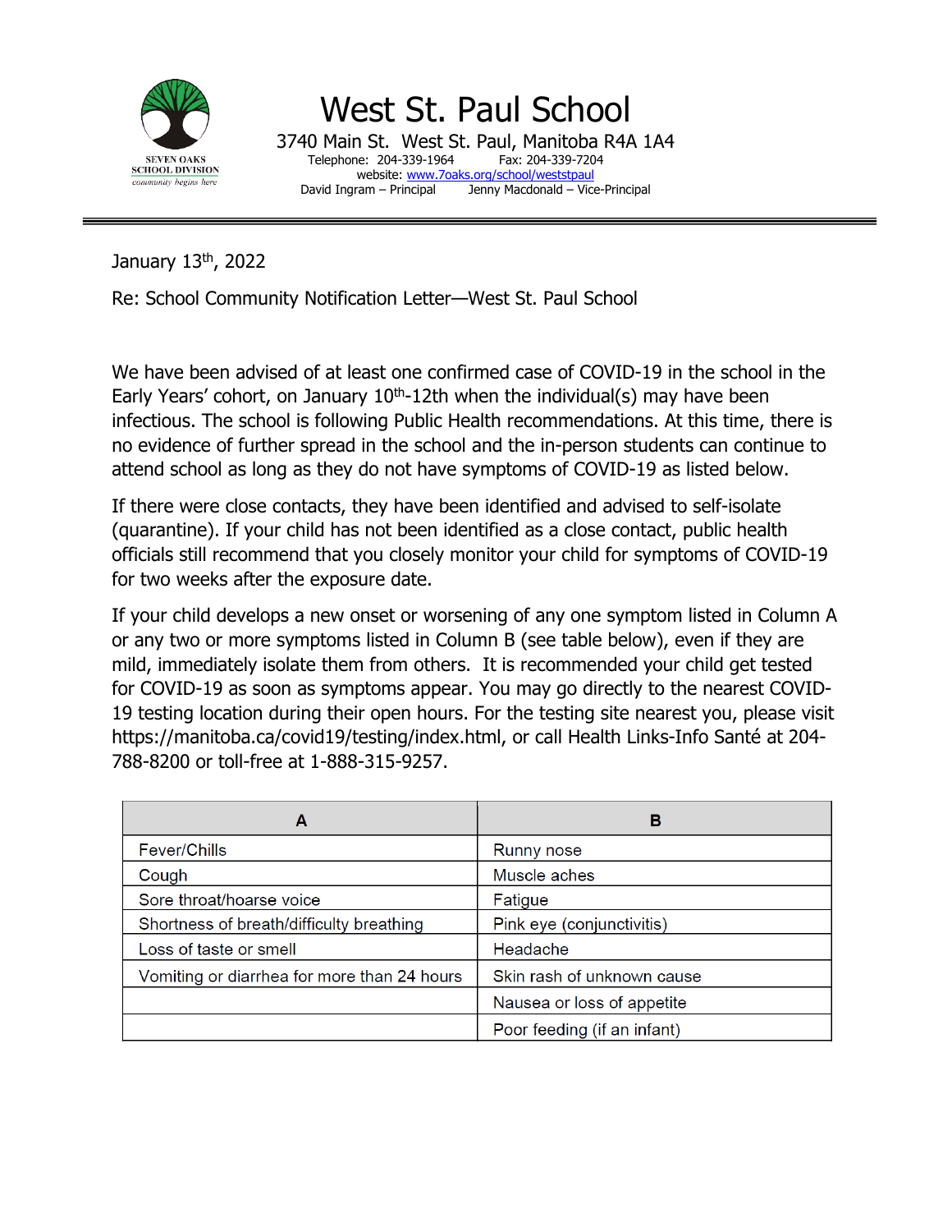SEVEN OAKS SCHOOL DIVISION
*community begins here*

# West St. Paul School

3740 Main St. West St. Paul, Manitoba R4A 1A4
Telephone: 204-339-1964 Fax: 204-339-7204
website: www.7oaks.org/school/weststpaul
David Ingram – Principal Jenny Macdonald – Vice-Principal

---

January 13th, 2022

Re: School Community Notification Letter—West St. Paul School

We have been advised of at least one confirmed case of COVID-19 in the school in the Early Years' cohort, on January 10th-12th when the individual(s) may have been infectious. The school is following Public Health recommendations. At this time, there is no evidence of further spread in the school and the in-person students can continue to attend school as long as they do not have symptoms of COVID-19 as listed below.

If there were close contacts, they have been identified and advised to self-isolate (quarantine). If your child has not been identified as a close contact, public health officials still recommend that you closely monitor your child for symptoms of COVID-19 for two weeks after the exposure date.

If your child develops a new onset or worsening of any one symptom listed in Column A or any two or more symptoms listed in Column B (see table below), even if they are mild, immediately isolate them from others. It is recommended your child get tested for COVID-19 as soon as symptoms appear. You may go directly to the nearest COVID-19 testing location during their open hours. For the testing site nearest you, please visit https://manitoba.ca/covid19/testing/index.html, or call Health Links-Info Santé at 204-788-8200 or toll-free at 1-888-315-9257.

| A | B |
|---|---|
| Fever/Chills | Runny nose |
| Cough | Muscle aches |
| Sore throat/hoarse voice | Fatigue |
| Shortness of breath/difficulty breathing | Pink eye (conjunctivitis) |
| Loss of taste or smell | Headache |
| Vomiting or diarrhea for more than 24 hours | Skin rash of unknown cause |
| | Nausea or loss of appetite |
| | Poor feeding (if an infant) |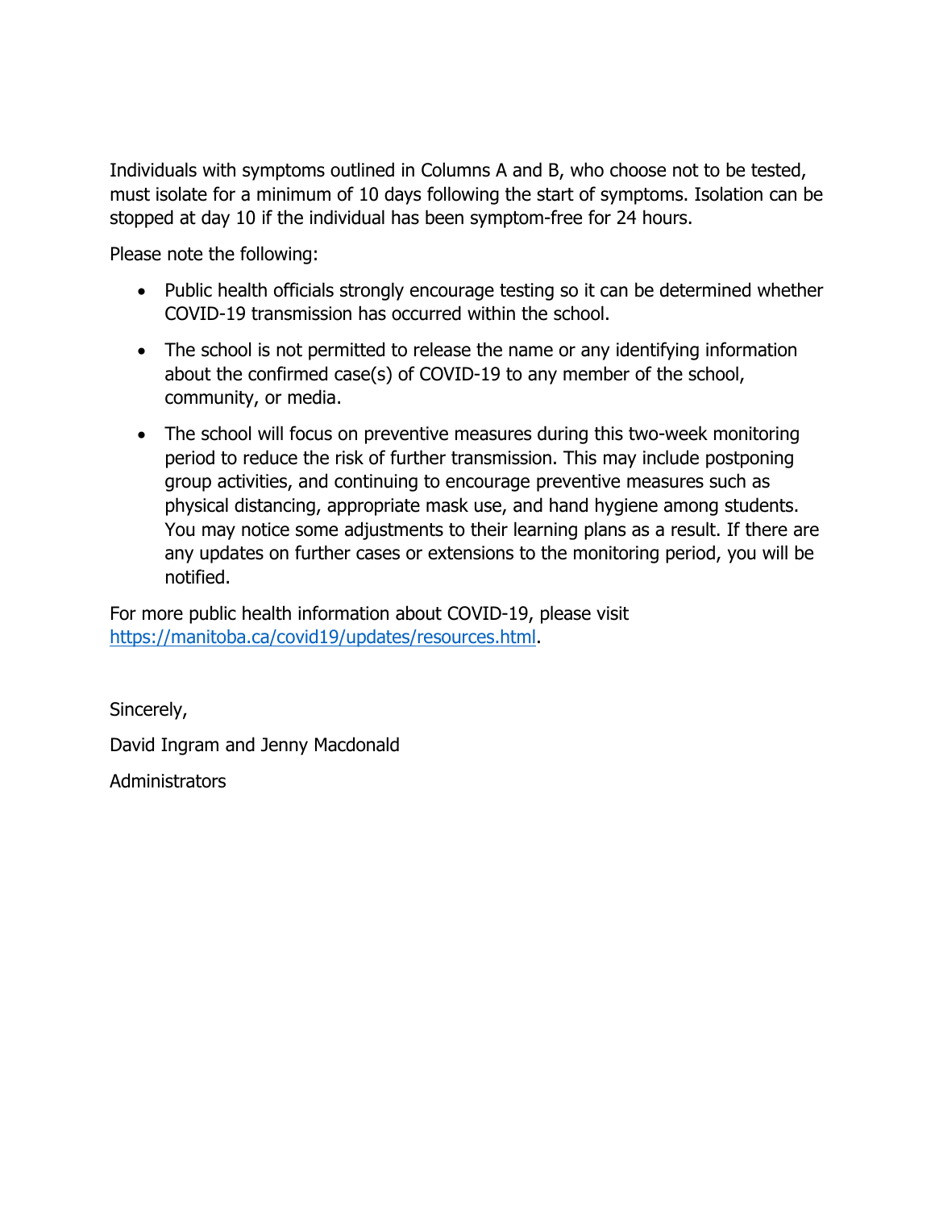Individuals with symptoms outlined in Columns A and B, who choose not to be tested, must isolate for a minimum of 10 days following the start of symptoms. Isolation can be stopped at day 10 if the individual has been symptom-free for 24 hours.

Please note the following:

- Public health officials strongly encourage testing so it can be determined whether COVID-19 transmission has occurred within the school.
- The school is not permitted to release the name or any identifying information about the confirmed case(s) of COVID-19 to any member of the school, community, or media.
- The school will focus on preventive measures during this two-week monitoring period to reduce the risk of further transmission. This may include postponing group activities, and continuing to encourage preventive measures such as physical distancing, appropriate mask use, and hand hygiene among students. You may notice some adjustments to their learning plans as a result. If there are any updates on further cases or extensions to the monitoring period, you will be notified.

For more public health information about COVID-19, please visit https://manitoba.ca/covid19/updates/resources.html.

Sincerely,

David Ingram and Jenny Macdonald

Administrators